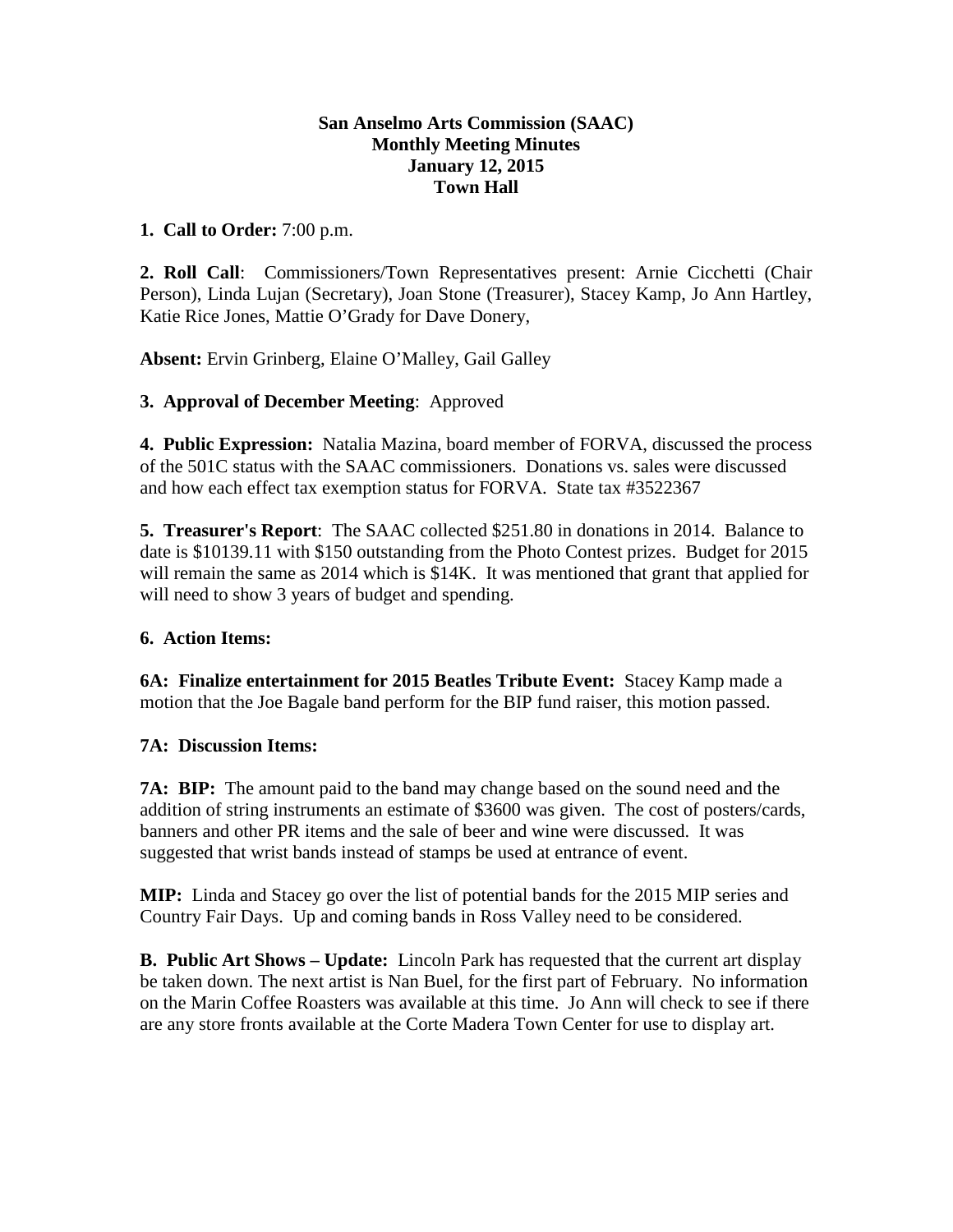**San Anselmo Arts Commission (SAAC)**
**Monthly Meeting Minutes**
**January 12, 2015**
**Town Hall**

**1. Call to Order:** 7:00 p.m.

**2. Roll Call**: Commissioners/Town Representatives present: Arnie Cicchetti (Chair Person), Linda Lujan (Secretary), Joan Stone (Treasurer), Stacey Kamp, Jo Ann Hartley, Katie Rice Jones, Mattie O'Grady for Dave Donery,

**Absent:** Ervin Grinberg, Elaine O'Malley, Gail Galley

**3. Approval of December Meeting**: Approved

**4. Public Expression:** Natalia Mazina, board member of FORVA, discussed the process of the 501C status with the SAAC commissioners. Donations vs. sales were discussed and how each effect tax exemption status for FORVA. State tax #3522367

**5. Treasurer's Report**: The SAAC collected $251.80 in donations in 2014. Balance to date is $10139.11 with $150 outstanding from the Photo Contest prizes. Budget for 2015 will remain the same as 2014 which is $14K. It was mentioned that grant that applied for will need to show 3 years of budget and spending.

**6. Action Items:**

**6A: Finalize entertainment for 2015 Beatles Tribute Event:** Stacey Kamp made a motion that the Joe Bagale band perform for the BIP fund raiser, this motion passed.

**7A: Discussion Items:**

**7A: BIP:** The amount paid to the band may change based on the sound need and the addition of string instruments an estimate of $3600 was given. The cost of posters/cards, banners and other PR items and the sale of beer and wine were discussed. It was suggested that wrist bands instead of stamps be used at entrance of event.

**MIP:** Linda and Stacey go over the list of potential bands for the 2015 MIP series and Country Fair Days. Up and coming bands in Ross Valley need to be considered.

**B. Public Art Shows – Update:** Lincoln Park has requested that the current art display be taken down. The next artist is Nan Buel, for the first part of February. No information on the Marin Coffee Roasters was available at this time. Jo Ann will check to see if there are any store fronts available at the Corte Madera Town Center for use to display art.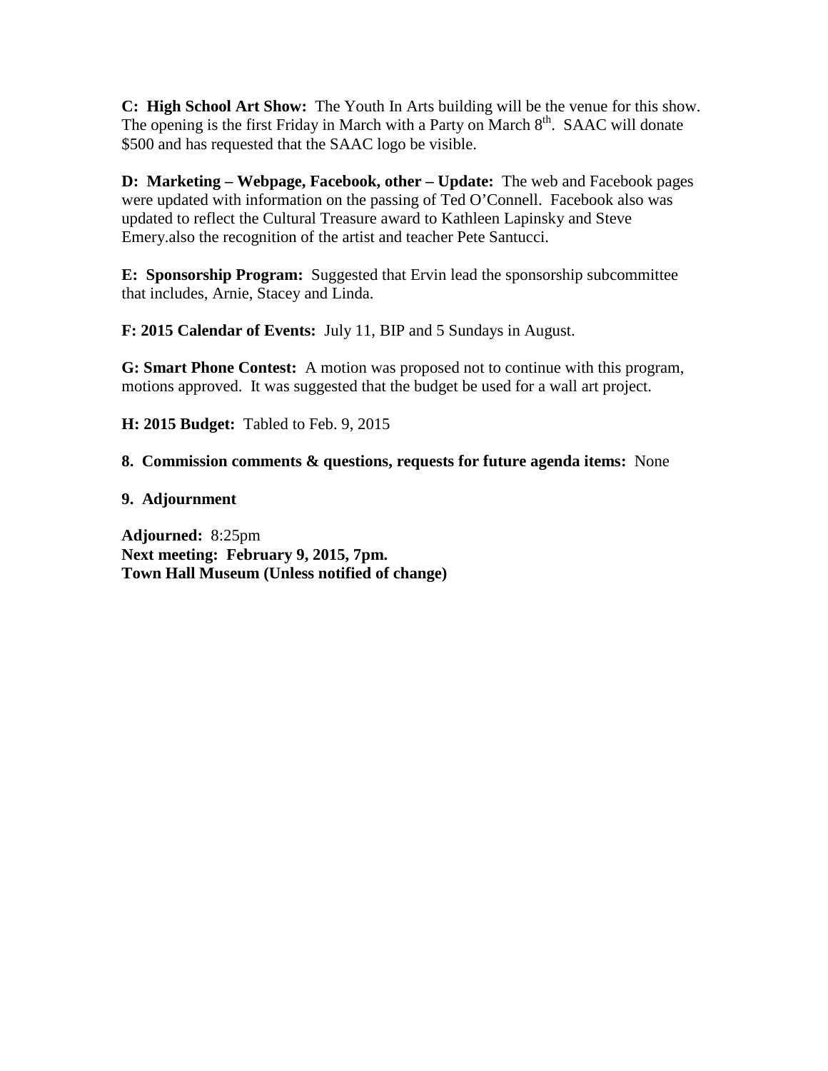**C: High School Art Show:** The Youth In Arts building will be the venue for this show. The opening is the first Friday in March with a Party on March 8th. SAAC will donate $500 and has requested that the SAAC logo be visible.

**D: Marketing – Webpage, Facebook, other – Update:** The web and Facebook pages were updated with information on the passing of Ted O'Connell. Facebook also was updated to reflect the Cultural Treasure award to Kathleen Lapinsky and Steve Emery.also the recognition of the artist and teacher Pete Santucci.

**E: Sponsorship Program:** Suggested that Ervin lead the sponsorship subcommittee that includes, Arnie, Stacey and Linda.

**F: 2015 Calendar of Events:** July 11, BIP and 5 Sundays in August.

**G: Smart Phone Contest:** A motion was proposed not to continue with this program, motions approved. It was suggested that the budget be used for a wall art project.

**H: 2015 Budget:** Tabled to Feb. 9, 2015

**8. Commission comments & questions, requests for future agenda items:** None

**9. Adjournment**

**Adjourned:** 8:25pm
**Next meeting: February 9, 2015, 7pm.**
**Town Hall Museum (Unless notified of change)**